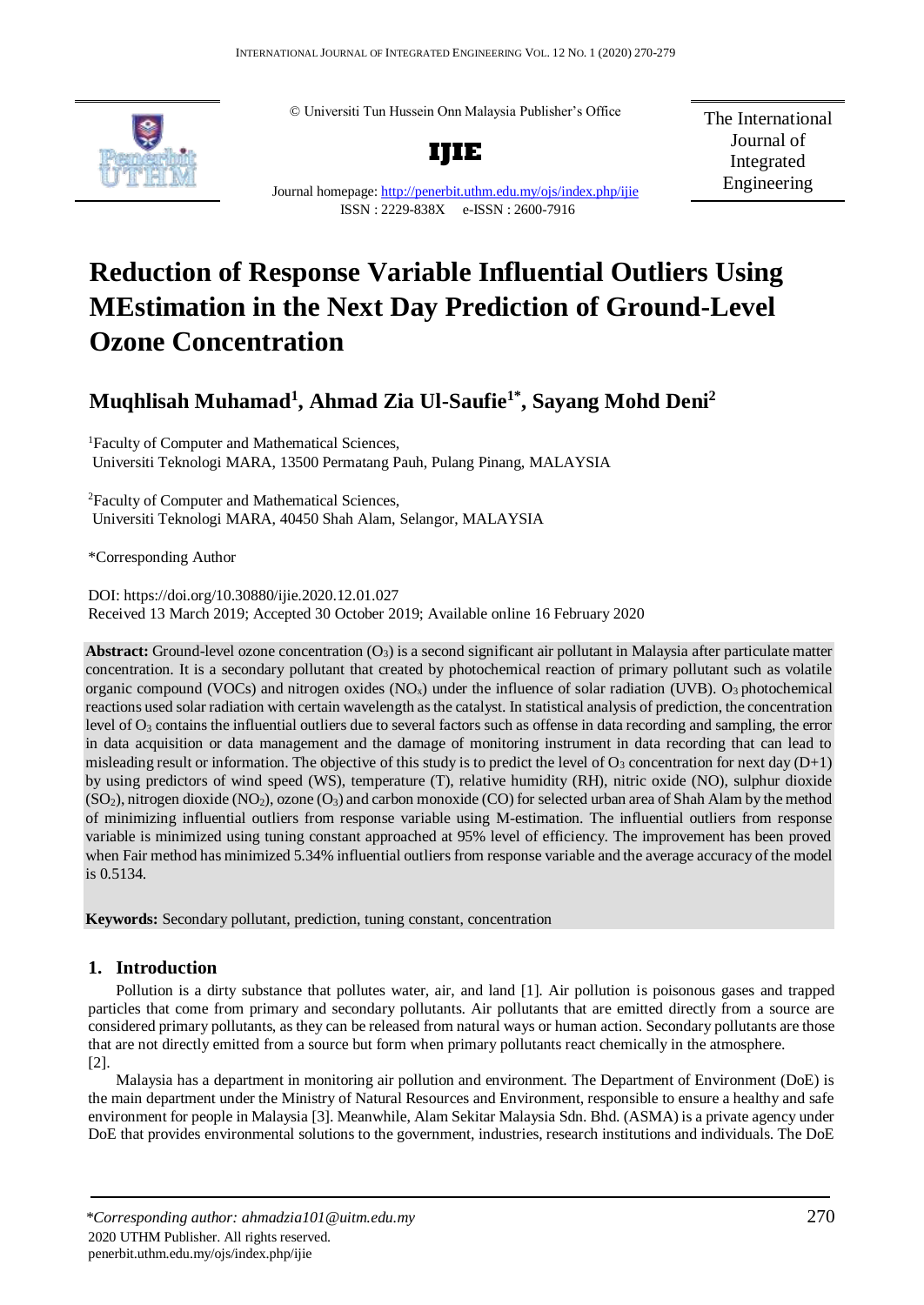© Universiti Tun Hussein Onn Malaysia Publisher's Office

**IJIE**

Journal homepage: http://penerbit.uthm.edu.my/ojs/index.php/ijie

ISSN : 2229-838X e-ISSN : 2600-7916

The International Journal of Integrated Engineering

# Reduction of Response Variable Influential Outliers Using MEstimation in the Next Day Prediction of Ground-Level Ozone Concentration

## Muqhlisah Muhamad[1], Ahmad Zia Ul-Saufie[1*], Sayang Mohd Deni[2]

[1]Faculty of Computer and Mathematical Sciences, Universiti Teknologi MARA, 13500 Permatang Pauh, Pulang Pinang, MALAYSIA

[2]Faculty of Computer and Mathematical Sciences, Universiti Teknologi MARA, 40450 Shah Alam, Selangor, MALAYSIA

*Corresponding Author

DOI: https://doi.org/10.30880/ijie.2020.12.01.027

Received 13 March 2019; Accepted 30 October 2019; Available online 16 February 2020

**Abstract:** Ground-level ozone concentration ($O_3$) is a second significant air pollutant in Malaysia after particulate matter concentration. It is a secondary pollutant that created by photochemical reaction of primary pollutant such as volatile organic compound (VOCs) and nitrogen oxides ($NO_x$) under the influence of solar radiation (UVB). $O_3$ photochemical reactions used solar radiation with certain wavelength as the catalyst. In statistical analysis of prediction, the concentration level of $O_3$ contains the influential outliers due to several factors such as offense in data recording and sampling, the error in data acquisition or data management and the damage of monitoring instrument in data recording that can lead to misleading result or information. The objective of this study is to predict the level of $O_3$ concentration for next day (D+1) by using predictors of wind speed (WS), temperature (T), relative humidity (RH), nitric oxide (NO), sulphur dioxide ($SO_2$), nitrogen dioxide ($NO_2$), ozone ($O_3$) and carbon monoxide (CO) for selected urban area of Shah Alam by the method of minimizing influential outliers from response variable using M-estimation. The influential outliers from response variable is minimized using tuning constant approached at 95% level of efficiency. The improvement has been proved when Fair method has minimized 5.34% influential outliers from response variable and the average accuracy of the model is 0.5134.

**Keywords:** Secondary pollutant, prediction, tuning constant, concentration

## 1. Introduction

Pollution is a dirty substance that pollutes water, air, and land [1]. Air pollution is poisonous gases and trapped particles that come from primary and secondary pollutants. Air pollutants that are emitted directly from a source are considered primary pollutants, as they can be released from natural ways or human action. Secondary pollutants are those that are not directly emitted from a source but form when primary pollutants react chemically in the atmosphere. [2].

Malaysia has a department in monitoring air pollution and environment. The Department of Environment (DoE) is the main department under the Ministry of Natural Resources and Environment, responsible to ensure a healthy and safe environment for people in Malaysia [3]. Meanwhile, Alam Sekitar Malaysia Sdn. Bhd. (ASMA) is a private agency under DoE that provides environmental solutions to the government, industries, research institutions and individuals. The DoE

*Corresponding author: ahmadzia101@uitm.edu.my

2020 UTHM Publisher. All rights reserved.

penerbit.uthm.edu.my/ojs/index.php/ijie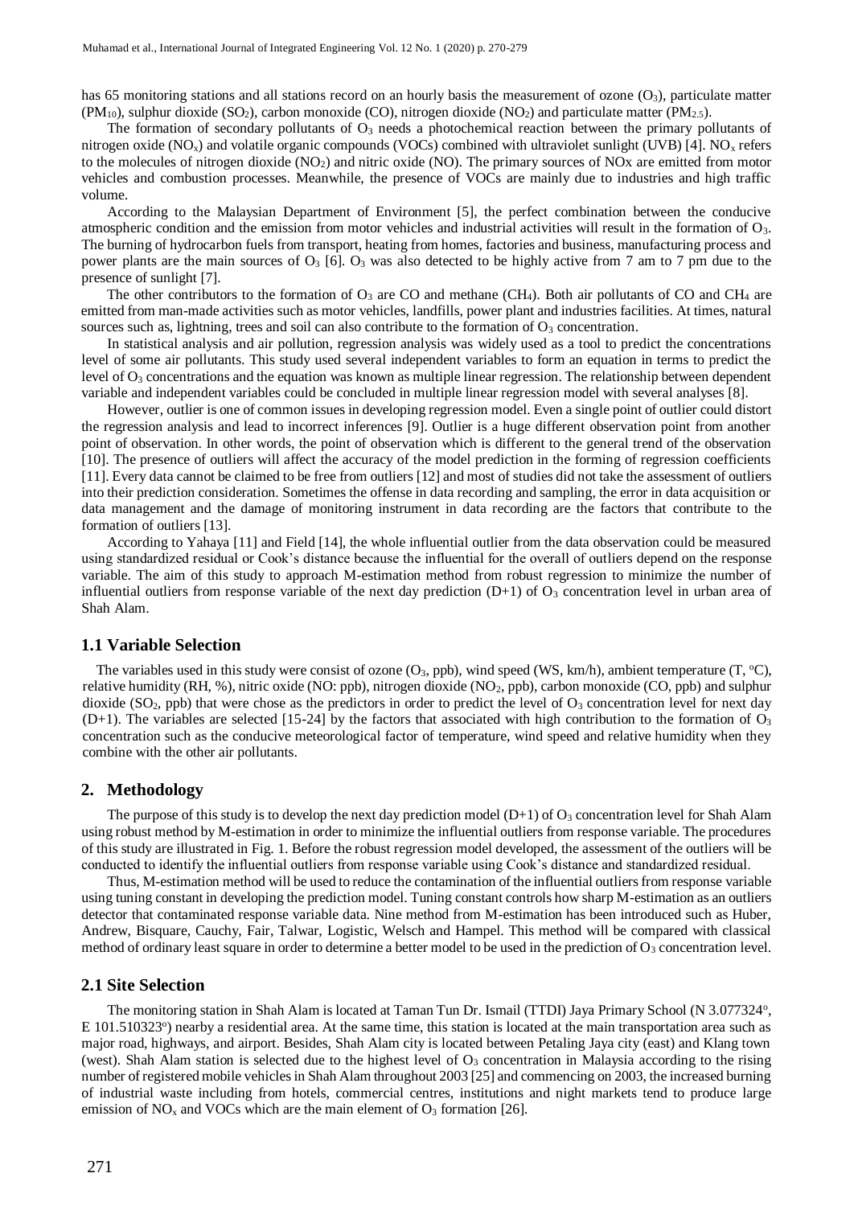has 65 monitoring stations and all stations record on an hourly basis the measurement of ozone ($O_3$), particulate matter ($PM_{10}$), sulphur dioxide ($SO_2$), carbon monoxide (CO), nitrogen dioxide ($NO_2$) and particulate matter ($PM_{2.5}$).

The formation of secondary pollutants of $O_3$ needs a photochemical reaction between the primary pollutants of nitrogen oxide ($NO_x$) and volatile organic compounds (VOCs) combined with ultraviolet sunlight (UVB) [4]. $NO_x$ refers to the molecules of nitrogen dioxide ($NO_2$) and nitric oxide (NO). The primary sources of NOx are emitted from motor vehicles and combustion processes. Meanwhile, the presence of VOCs are mainly due to industries and high traffic volume.

According to the Malaysian Department of Environment [5], the perfect combination between the conducive atmospheric condition and the emission from motor vehicles and industrial activities will result in the formation of $O_3$. The burning of hydrocarbon fuels from transport, heating from homes, factories and business, manufacturing process and power plants are the main sources of $O_3$ [6]. $O_3$ was also detected to be highly active from 7 am to 7 pm due to the presence of sunlight [7].

The other contributors to the formation of $O_3$ are CO and methane ($CH_4$). Both air pollutants of CO and $CH_4$ are emitted from man-made activities such as motor vehicles, landfills, power plant and industries facilities. At times, natural sources such as, lightning, trees and soil can also contribute to the formation of $O_3$ concentration.

In statistical analysis and air pollution, regression analysis was widely used as a tool to predict the concentrations level of some air pollutants. This study used several independent variables to form an equation in terms to predict the level of $O_3$ concentrations and the equation was known as multiple linear regression. The relationship between dependent variable and independent variables could be concluded in multiple linear regression model with several analyses [8].

However, outlier is one of common issues in developing regression model. Even a single point of outlier could distort the regression analysis and lead to incorrect inferences [9]. Outlier is a huge different observation point from another point of observation. In other words, the point of observation which is different to the general trend of the observation [10]. The presence of outliers will affect the accuracy of the model prediction in the forming of regression coefficients [11]. Every data cannot be claimed to be free from outliers [12] and most of studies did not take the assessment of outliers into their prediction consideration. Sometimes the offense in data recording and sampling, the error in data acquisition or data management and the damage of monitoring instrument in data recording are the factors that contribute to the formation of outliers [13].

According to Yahaya [11] and Field [14], the whole influential outlier from the data observation could be measured using standardized residual or Cook's distance because the influential for the overall of outliers depend on the response variable. The aim of this study to approach M-estimation method from robust regression to minimize the number of influential outliers from response variable of the next day prediction (D+1) of $O_3$ concentration level in urban area of Shah Alam.

### 1.1 Variable Selection

The variables used in this study were consist of ozone ($O_3$, ppb), wind speed (WS, km/h), ambient temperature (T, $^{o}$C), relative humidity (RH, %), nitric oxide (NO: ppb), nitrogen dioxide ($NO_2$, ppb), carbon monoxide (CO, ppb) and sulphur dioxide ($SO_2$, ppb) that were chose as the predictors in order to predict the level of $O_3$ concentration level for next day (D+1). The variables are selected [15-24] by the factors that associated with high contribution to the formation of $O_3$ concentration such as the conducive meteorological factor of temperature, wind speed and relative humidity when they combine with the other air pollutants.

## 2. Methodology

The purpose of this study is to develop the next day prediction model (D+1) of $O_3$ concentration level for Shah Alam using robust method by M-estimation in order to minimize the influential outliers from response variable. The procedures of this study are illustrated in Fig. 1. Before the robust regression model developed, the assessment of the outliers will be conducted to identify the influential outliers from response variable using Cook's distance and standardized residual.

Thus, M-estimation method will be used to reduce the contamination of the influential outliers from response variable using tuning constant in developing the prediction model. Tuning constant controls how sharp M-estimation as an outliers detector that contaminated response variable data. Nine method from M-estimation has been introduced such as Huber, Andrew, Bisquare, Cauchy, Fair, Talwar, Logistic, Welsch and Hampel. This method will be compared with classical method of ordinary least square in order to determine a better model to be used in the prediction of $O_3$ concentration level.

### 2.1 Site Selection

The monitoring station in Shah Alam is located at Taman Tun Dr. Ismail (TTDI) Jaya Primary School (N 3.077324$^{o}$, E 101.510323$^{o}$) nearby a residential area. At the same time, this station is located at the main transportation area such as major road, highways, and airport. Besides, Shah Alam city is located between Petaling Jaya city (east) and Klang town (west). Shah Alam station is selected due to the highest level of $O_3$ concentration in Malaysia according to the rising number of registered mobile vehicles in Shah Alam throughout 2003 [25] and commencing on 2003, the increased burning of industrial waste including from hotels, commercial centres, institutions and night markets tend to produce large emission of $NO_x$ and VOCs which are the main element of $O_3$ formation [26].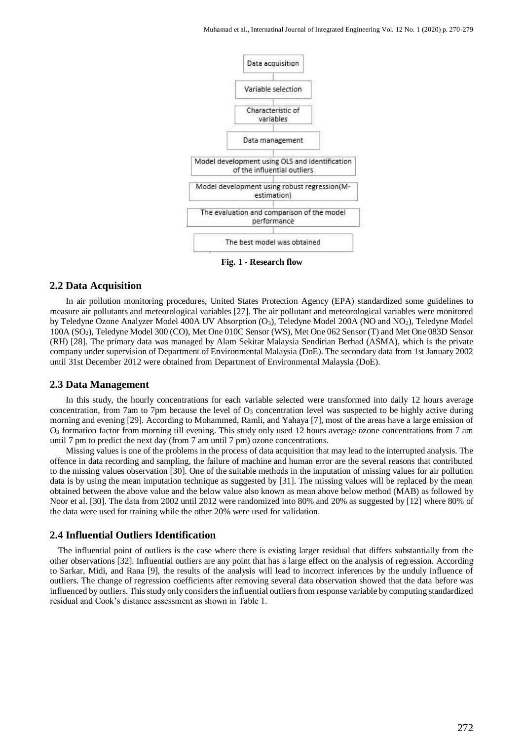Data acquisition

Variable selection

Characteristic of variables

Data management

Model development using OLS and identification of the influential outliers

Model development using robust regression(M-estimation)

The evaluation and comparison of the model performance

The best model was obtained

**Fig. 1 - Research flow**

## 2.2 Data Acquisition

In air pollution monitoring procedures, United States Protection Agency (EPA) standardized some guidelines to measure air pollutants and meteorological variables [27]. The air pollutant and meteorological variables were monitored by Teledyne Ozone Analyzer Model 400A UV Absorption ($O_3$), Teledyne Model 200A (NO and $NO_2$), Teledyne Model 100A ($SO_2$), Teledyne Model 300 (CO), Met One 010C Sensor (WS), Met One 062 Sensor (T) and Met One 083D Sensor (RH) [28]. The primary data was managed by Alam Sekitar Malaysia Sendirian Berhad (ASMA), which is the private company under supervision of Department of Environmental Malaysia (DoE). The secondary data from 1st January 2002 until 31st December 2012 were obtained from Department of Environmental Malaysia (DoE).

## 2.3 Data Management

In this study, the hourly concentrations for each variable selected were transformed into daily 12 hours average concentration, from 7am to 7pm because the level of $O_3$ concentration level was suspected to be highly active during morning and evening [29]. According to Mohammed, Ramli, and Yahaya [7], most of the areas have a large emission of $O_3$ formation factor from morning till evening. This study only used 12 hours average ozone concentrations from 7 am until 7 pm to predict the next day (from 7 am until 7 pm) ozone concentrations.

Missing values is one of the problems in the process of data acquisition that may lead to the interrupted analysis. The offence in data recording and sampling, the failure of machine and human error are the several reasons that contributed to the missing values observation [30]. One of the suitable methods in the imputation of missing values for air pollution data is by using the mean imputation technique as suggested by [31]. The missing values will be replaced by the mean obtained between the above value and the below value also known as mean above below method (MAB) as followed by Noor et al. [30]. The data from 2002 until 2012 were randomized into 80% and 20% as suggested by [12] where 80% of the data were used for training while the other 20% were used for validation.

## 2.4 Influential Outliers Identification

The influential point of outliers is the case where there is existing larger residual that differs substantially from the other observations [32]. Influential outliers are any point that has a large effect on the analysis of regression. According to Sarkar, Midi, and Rana [9], the results of the analysis will lead to incorrect inferences by the unduly influence of outliers. The change of regression coefficients after removing several data observation showed that the data before was influenced by outliers. This study only considers the influential outliers from response variable by computing standardized residual and Cook's distance assessment as shown in Table 1.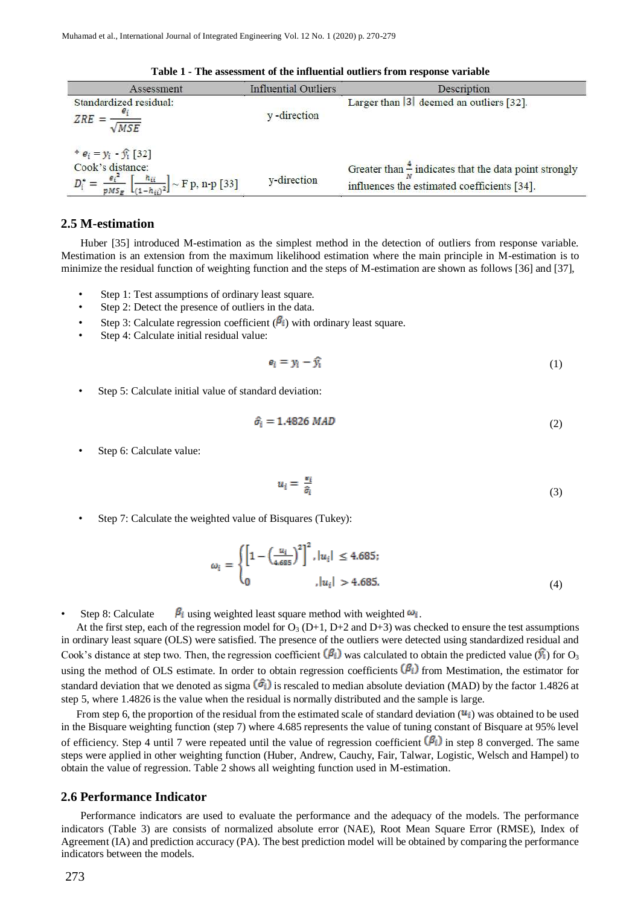**Table 1 - The assessment of the influential outliers from response variable**

| Assessment | Influential Outliers | Description |
|---|---|---|
| Standardized residual: $ZRE = \frac{e_i}{\sqrt{MSE}}$ <br> * $e_i = y_i - \hat{y}_i$ [32] | y -direction | Larger than $\|3\|$ deemed an outliers [32]. |
| Cook's distance: $D_i^* = \frac{e_i^2}{pMS_E}\left[\frac{h_{ii}}{(1-h_{ii})^2}\right] \sim$ F p, n-p [33] | y-direction | Greater than $\frac{4}{N}$ indicates that the data point strongly influences the estimated coefficients [34]. |

## 2.5 M-estimation

Huber [35] introduced M-estimation as the simplest method in the detection of outliers from response variable. Mestimation is an extension from the maximum likelihood estimation where the main principle in M-estimation is to minimize the residual function of weighting function and the steps of M-estimation are shown as follows [36] and [37],

- Step 1: Test assumptions of ordinary least square.
- Step 2: Detect the presence of outliers in the data.
- Step 3: Calculate regression coefficient ($\beta_i$) with ordinary least square.
- Step 4: Calculate initial residual value:

$$e_i = y_i - \hat{y}_i \tag{1}$$

- Step 5: Calculate initial value of standard deviation:

$$\hat{\sigma}_i = 1.4826\ MAD \tag{2}$$

- Step 6: Calculate value:

$$u_i = \frac{e_i}{\hat{\sigma}_i} \tag{3}$$

- Step 7: Calculate the weighted value of Bisquares (Tukey):

$$\omega_i = \begin{cases} \left[1 - \left(\frac{u_i}{4.685}\right)^2\right]^2, & |u_i| \leq 4.685; \\ 0 & , |u_i| > 4.685. \end{cases} \tag{4}$$

- Step 8: Calculate $\beta_i$ using weighted least square method with weighted $\omega_i$.

At the first step, each of the regression model for $O_3$ (D+1, D+2 and D+3) was checked to ensure the test assumptions in ordinary least square (OLS) were satisfied. The presence of the outliers were detected using standardized residual and Cook's distance at step two. Then, the regression coefficient ($\beta_i$) was calculated to obtain the predicted value ($\hat{y}_i$) for $O_3$ using the method of OLS estimate. In order to obtain regression coefficients ($\beta_i$) from Mestimation, the estimator for standard deviation that we denoted as sigma ($\hat{\sigma}_i$) is rescaled to median absolute deviation (MAD) by the factor 1.4826 at step 5, where 1.4826 is the value when the residual is normally distributed and the sample is large.

From step 6, the proportion of the residual from the estimated scale of standard deviation ($u_i$) was obtained to be used in the Bisquare weighting function (step 7) where 4.685 represents the value of tuning constant of Bisquare at 95% level of efficiency. Step 4 until 7 were repeated until the value of regression coefficient ($\beta_i$) in step 8 converged. The same steps were applied in other weighting function (Huber, Andrew, Cauchy, Fair, Talwar, Logistic, Welsch and Hampel) to obtain the value of regression. Table 2 shows all weighting function used in M-estimation.

## 2.6 Performance Indicator

Performance indicators are used to evaluate the performance and the adequacy of the models. The performance indicators (Table 3) are consists of normalized absolute error (NAE), Root Mean Square Error (RMSE), Index of Agreement (IA) and prediction accuracy (PA). The best prediction model will be obtained by comparing the performance indicators between the models.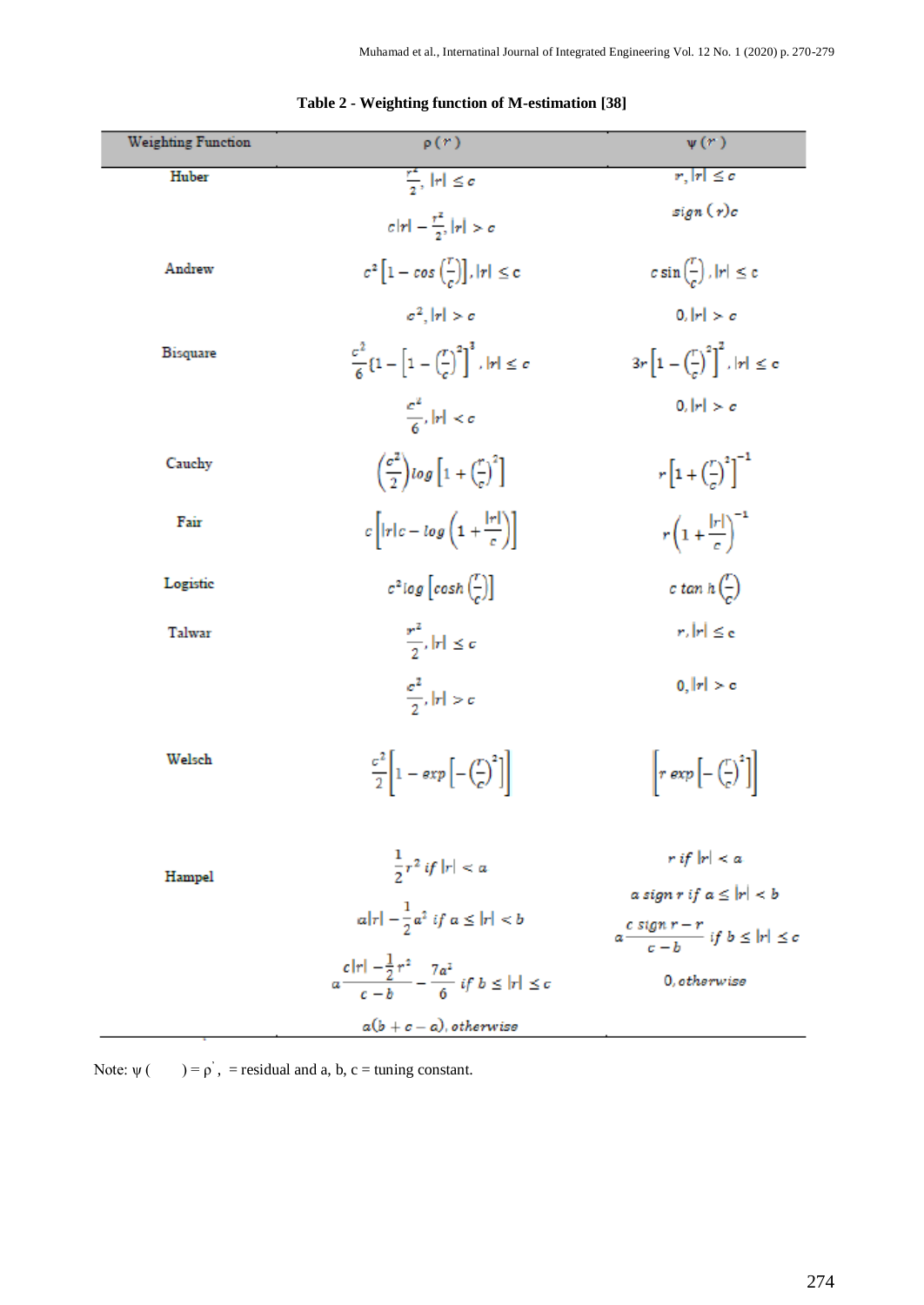**Table 2 - Weighting function of M-estimation [38]**

| Weighting Function | $\rho(r)$ | $\psi(r)$ |
|---|---|---|
| Huber | $\frac{r^2}{2}, \lvert r\rvert \le c$ | $r, \lvert r\rvert \le c$ |
| | $c\lvert r\rvert - \frac{r^2}{2}, \lvert r\rvert > c$ | $sign(r)c$ |
| Andrew | $c^2\left[1 - \cos\left(\frac{r}{c}\right)\right], \lvert r\rvert \le c$ | $c\sin\left(\frac{r}{c}\right), \lvert r\rvert \le c$ |
| | $c^2, \lvert r\rvert > c$ | $0, \lvert r\rvert > c$ |
| Bisquare | $\frac{c^2}{6}\{1 - \left[1 - \left(\frac{r}{c}\right)^2\right]^3, \lvert r\rvert \le c$ | $3r\left[1 - \left(\frac{r}{c}\right)^2\right]^2, \lvert r\rvert \le c$ |
| | $\frac{c^2}{6}, \lvert r\rvert < c$ | $0, \lvert r\rvert > c$ |
| Cauchy | $\left(\frac{c^2}{2}\right)\log\left[1 + \left(\frac{r}{c}\right)^2\right]$ | $r\left[1 + \left(\frac{r}{c}\right)^2\right]^{-1}$ |
| Fair | $c\left[\lvert r\rvert c - \log\left(1 + \frac{\lvert r\rvert}{c}\right)\right]$ | $r\left(1 + \frac{\lvert r\rvert}{c}\right)^{-1}$ |
| Logistic | $c^2\log\left[\cosh\left(\frac{r}{c}\right)\right]$ | $c\tan h\left(\frac{r}{c}\right)$ |
| Talwar | $\frac{r^2}{2}, \lvert r\rvert \le c$ | $r, \lvert r\rvert \le c$ |
| | $\frac{c^2}{2}, \lvert r\rvert > c$ | $0, \lvert r\rvert > c$ |
| Welsch | $\frac{c^2}{2}\left[1 - \exp\left[-\left(\frac{r}{c}\right)^2\right]\right]$ | $\left[r\exp\left[-\left(\frac{r}{c}\right)^2\right]\right]$ |
| Hampel | $\frac{1}{2}r^2 \text{ if } \lvert r\rvert < a$ | $r \text{ if } \lvert r\rvert < a$ |
| | $a\lvert r\rvert - \frac{1}{2}a^2 \text{ if } a \le \lvert r\rvert < b$ | $a\, sign\, r \text{ if } a \le \lvert r\rvert < b$ |
| | $a\frac{c\lvert r\rvert - \frac{1}{2}r^2}{c - b} - \frac{7a^2}{6} \text{ if } b \le \lvert r\rvert \le c$ | $a\frac{c\, sign\, r - r}{c - b} \text{ if } b \le \lvert r\rvert \le c$ |
| | $a(b + c - a), otherwise$ | $0, otherwise$ |

Note: $\psi(\quad) = \rho'$, = residual and a, b, c = tuning constant.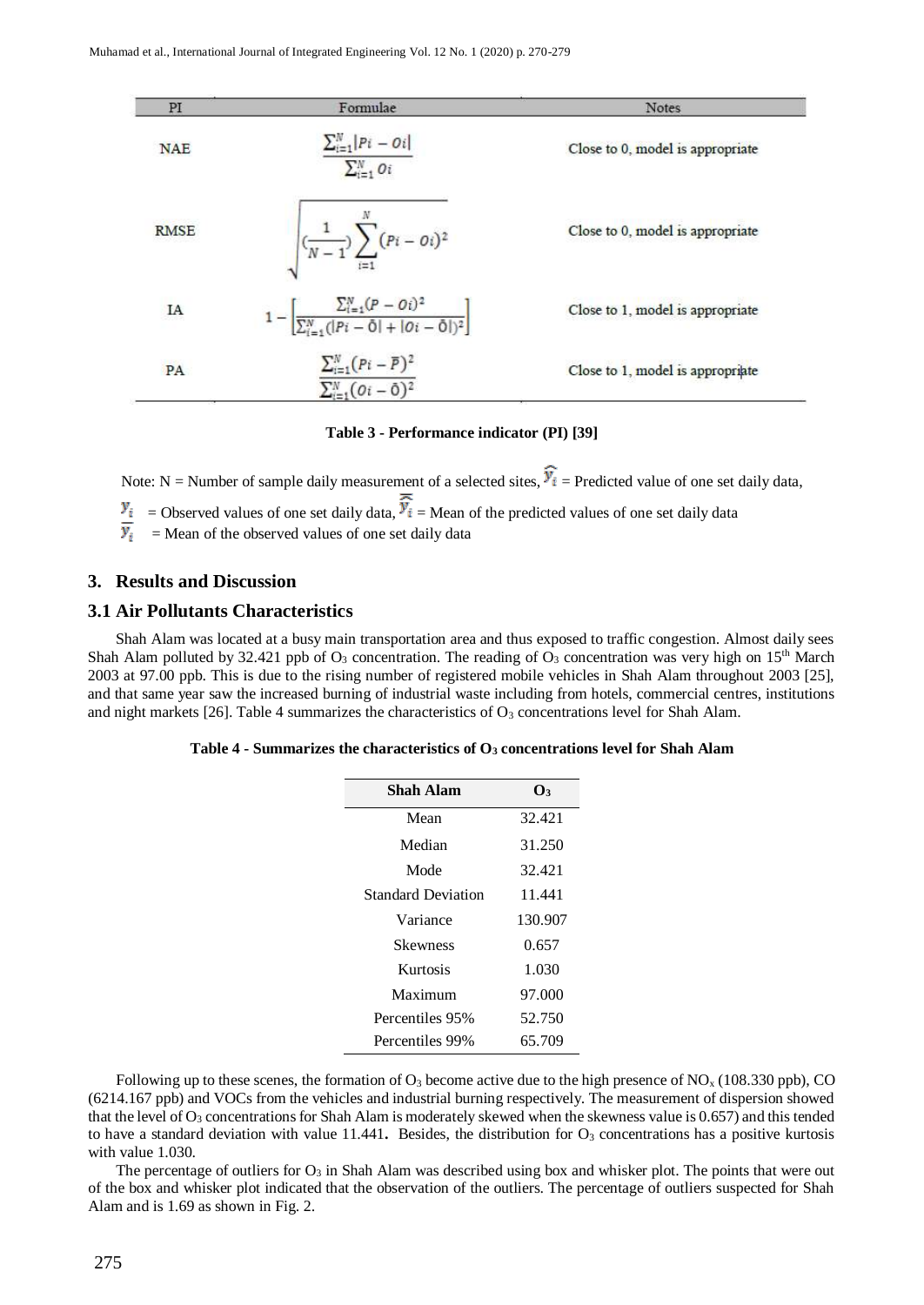| PI | Formulae | Notes |
|---|---|---|
| NAE | $\frac{\sum_{i=1}^{N}\|Pi - Oi\|}{\sum_{i=1}^{N} Oi}$ | Close to 0, model is appropriate |
| RMSE | $\sqrt{(\frac{1}{N-1})\sum_{i=1}^{N}(Pi - Oi)^2}$ | Close to 0, model is appropriate |
| IA | $1 - \left[\frac{\sum_{i=1}^{N}(P - Oi)^2}{\sum_{i=1}^{N}(\|Pi - \bar{O}\| + \|Oi - \bar{O}\|)^2}\right]$ | Close to 1, model is appropriate |
| PA | $\frac{\sum_{i=1}^{N}(Pi - \bar{P})^2}{\sum_{i=1}^{N}(Oi - \bar{O})^2}$ | Close to 1, model is appropriate |

**Table 3 - Performance indicator (PI) [39]**

Note: N = Number of sample daily measurement of a selected sites, $\widehat{y_i}$ = Predicted value of one set daily data,

$y_i$ = Observed values of one set daily data, $\overline{\widehat{y_i}}$ = Mean of the predicted values of one set daily data

$\overline{y_i}$ = Mean of the observed values of one set daily data

## 3. Results and Discussion

### 3.1 Air Pollutants Characteristics

Shah Alam was located at a busy main transportation area and thus exposed to traffic congestion. Almost daily sees Shah Alam polluted by 32.421 ppb of $O_3$ concentration. The reading of $O_3$ concentration was very high on 15th March 2003 at 97.00 ppb. This is due to the rising number of registered mobile vehicles in Shah Alam throughout 2003 [25], and that same year saw the increased burning of industrial waste including from hotels, commercial centres, institutions and night markets [26]. Table 4 summarizes the characteristics of $O_3$ concentrations level for Shah Alam.

**Table 4 - Summarizes the characteristics of $O_3$ concentrations level for Shah Alam**

| Shah Alam | $O_3$ |
|---|---|
| Mean | 32.421 |
| Median | 31.250 |
| Mode | 32.421 |
| Standard Deviation | 11.441 |
| Variance | 130.907 |
| Skewness | 0.657 |
| Kurtosis | 1.030 |
| Maximum | 97.000 |
| Percentiles 95% | 52.750 |
| Percentiles 99% | 65.709 |

Following up to these scenes, the formation of $O_3$ become active due to the high presence of $NO_x$ (108.330 ppb), CO (6214.167 ppb) and VOCs from the vehicles and industrial burning respectively. The measurement of dispersion showed that the level of $O_3$ concentrations for Shah Alam is moderately skewed when the skewness value is 0.657) and this tended to have a standard deviation with value 11.441**.** Besides, the distribution for $O_3$ concentrations has a positive kurtosis with value 1.030.

The percentage of outliers for $O_3$ in Shah Alam was described using box and whisker plot. The points that were out of the box and whisker plot indicated that the observation of the outliers. The percentage of outliers suspected for Shah Alam and is 1.69 as shown in Fig. 2.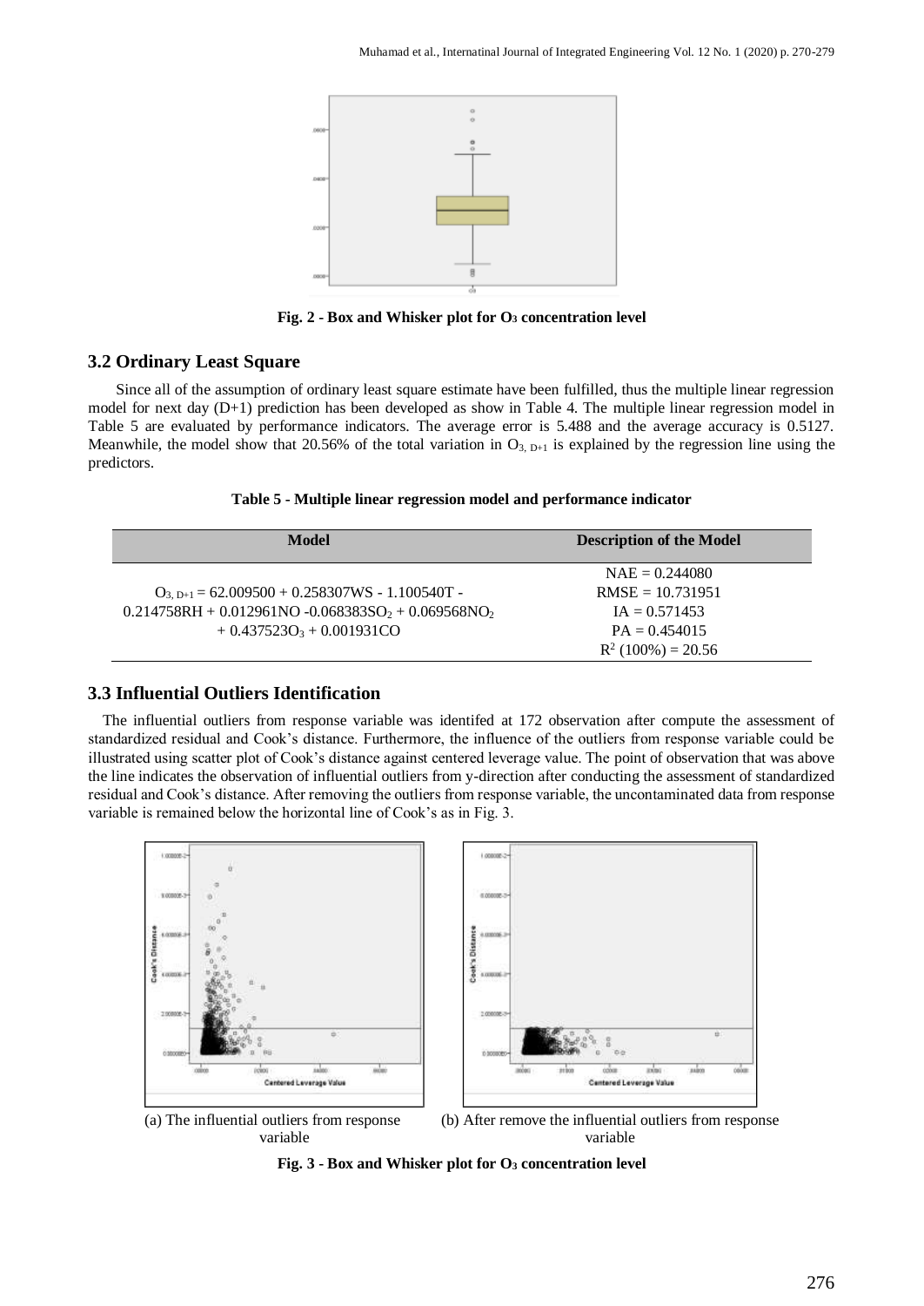**Fig. 2 - Box and Whisker plot for $O_3$ concentration level**

## 3.2 Ordinary Least Square

Since all of the assumption of ordinary least square estimate have been fulfilled, thus the multiple linear regression model for next day (D+1) prediction has been developed as show in Table 4. The multiple linear regression model in Table 5 are evaluated by performance indicators. The average error is 5.488 and the average accuracy is 0.5127. Meanwhile, the model show that 20.56% of the total variation in $O_{3,\,D+1}$ is explained by the regression line using the predictors.

**Table 5 - Multiple linear regression model and performance indicator**

| Model | Description of the Model |
|---|---|
| $O_{3,\,D+1} = 62.009500 + 0.258307WS - 1.100540T - 0.214758RH + 0.012961NO - 0.068383SO_2 + 0.069568NO_2 + 0.437523O_3 + 0.001931CO$ | NAE = 0.244080<br>RMSE = 10.731951<br>IA = 0.571453<br>PA = 0.454015<br>$R^2$ (100%) = 20.56 |

## 3.3 Influential Outliers Identification

The influential outliers from response variable was identifed at 172 observation after compute the assessment of standardized residual and Cook's distance. Furthermore, the influence of the outliers from response variable could be illustrated using scatter plot of Cook's distance against centered leverage value. The point of observation that was above the line indicates the observation of influential outliers from y-direction after conducting the assessment of standardized residual and Cook's distance. After removing the outliers from response variable, the uncontaminated data from response variable is remained below the horizontal line of Cook's as in Fig. 3.

(a) The influential outliers from response variable

(b) After remove the influential outliers from response variable

**Fig. 3 - Box and Whisker plot for $O_3$ concentration level**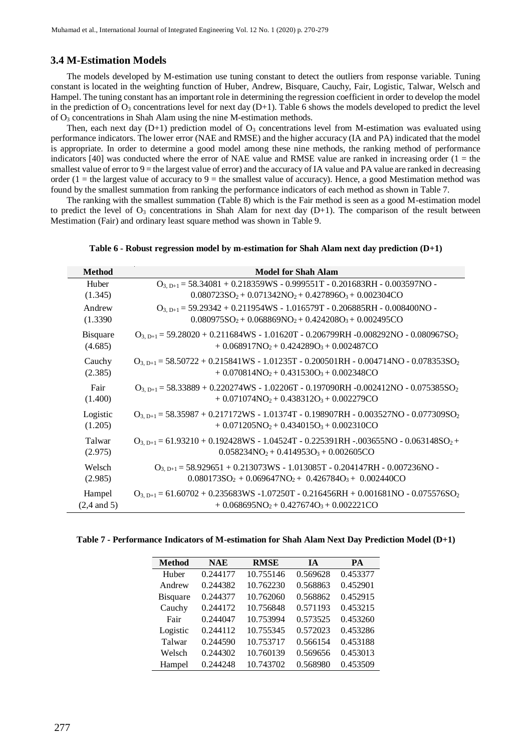### 3.4 M-Estimation Models

The models developed by M-estimation use tuning constant to detect the outliers from response variable. Tuning constant is located in the weighting function of Huber, Andrew, Bisquare, Cauchy, Fair, Logistic, Talwar, Welsch and Hampel. The tuning constant has an important role in determining the regression coefficient in order to develop the model in the prediction of $O_3$ concentrations level for next day (D+1). Table 6 shows the models developed to predict the level of $O_3$ concentrations in Shah Alam using the nine M-estimation methods.

Then, each next day (D+1) prediction model of $O_3$ concentrations level from M-estimation was evaluated using performance indicators. The lower error (NAE and RMSE) and the higher accuracy (IA and PA) indicated that the model is appropriate. In order to determine a good model among these nine methods, the ranking method of performance indicators [40] was conducted where the error of NAE value and RMSE value are ranked in increasing order (1 = the smallest value of error to 9 = the largest value of error) and the accuracy of IA value and PA value are ranked in decreasing order (1 = the largest value of accuracy to 9 = the smallest value of accuracy). Hence, a good Mestimation method was found by the smallest summation from ranking the performance indicators of each method as shown in Table 7.

The ranking with the smallest summation (Table 8) which is the Fair method is seen as a good M-estimation model to predict the level of $O_3$ concentrations in Shah Alam for next day (D+1). The comparison of the result between Mestimation (Fair) and ordinary least square method was shown in Table 9.

**Table 6 - Robust regression model by m-estimation for Shah Alam next day prediction (D+1)**

| Method | Model for Shah Alam |
|---|---|
| Huber (1.345) | $O_{3,\,D+1} = 58.34081 + 0.218359WS - 0.999551T - 0.201683RH - 0.003597NO - 0.080723SO_2 + 0.071342NO_2 + 0.427896O_3 + 0.002304CO$ |
| Andrew (1.3390 | $O_{3,\,D+1} = 59.29342 + 0.211954WS - 1.016579T - 0.206885RH - 0.008400NO - 0.080975SO_2 + 0.068869NO_2 + 0.424208O_3 + 0.002495CO$ |
| Bisquare (4.685) | $O_{3,\,D+1} = 59.28020 + 0.211684WS - 1.01620T - 0.206799RH - 0.008292NO - 0.080967SO_2 + 0.068917NO_2 + 0.424289O_3 + 0.002487CO$ |
| Cauchy (2.385) | $O_{3,\,D+1} = 58.50722 + 0.215841WS - 1.01235T - 0.200501RH - 0.004714NO - 0.078353SO_2 + 0.070814NO_2 + 0.431530O_3 + 0.002348CO$ |
| Fair (1.400) | $O_{3,\,D+1} = 58.33889 + 0.220274WS - 1.02206T - 0.197090RH - 0.002412NO - 0.075385SO_2 + 0.071074NO_2 + 0.438312O_3 + 0.002279CO$ |
| Logistic (1.205) | $O_{3,\,D+1} = 58.35987 + 0.217172WS - 1.01374T - 0.198907RH - 0.003527NO - 0.077309SO_2 + 0.071205NO_2 + 0.434015O_3 + 0.002310CO$ |
| Talwar (2.975) | $O_{3,\,D+1} = 61.93210 + 0.192428WS - 1.04524T - 0.225391RH - .003655NO - 0.063148SO_2 + 0.058234NO_2 + 0.414953O_3 + 0.002605CO$ |
| Welsch (2.985) | $O_{3,\,D+1} = 58.929651 + 0.213073WS - 1.013085T - 0.204147RH - 0.007236NO - 0.080173SO_2 + 0.069647NO_2 + 0.426784O_3 + 0.002440CO$ |
| Hampel (2,4 and 5) | $O_{3,\,D+1} = 61.60702 + 0.235683WS - 1.07250T - 0.216456RH + 0.001681NO - 0.075576SO_2 + 0.068695NO_2 + 0.427674O_3 + 0.002221CO$ |

**Table 7 - Performance Indicators of M-estimation for Shah Alam Next Day Prediction Model (D+1)**

| Method | NAE | RMSE | IA | PA |
|---|---|---|---|---|
| Huber | 0.244177 | 10.755146 | 0.569628 | 0.453377 |
| Andrew | 0.244382 | 10.762230 | 0.568863 | 0.452901 |
| Bisquare | 0.244377 | 10.762060 | 0.568862 | 0.452915 |
| Cauchy | 0.244172 | 10.756848 | 0.571193 | 0.453215 |
| Fair | 0.244047 | 10.753994 | 0.573525 | 0.453260 |
| Logistic | 0.244112 | 10.755345 | 0.572023 | 0.453286 |
| Talwar | 0.244590 | 10.753717 | 0.566154 | 0.453188 |
| Welsch | 0.244302 | 10.760139 | 0.569656 | 0.453013 |
| Hampel | 0.244248 | 10.743702 | 0.568980 | 0.453509 |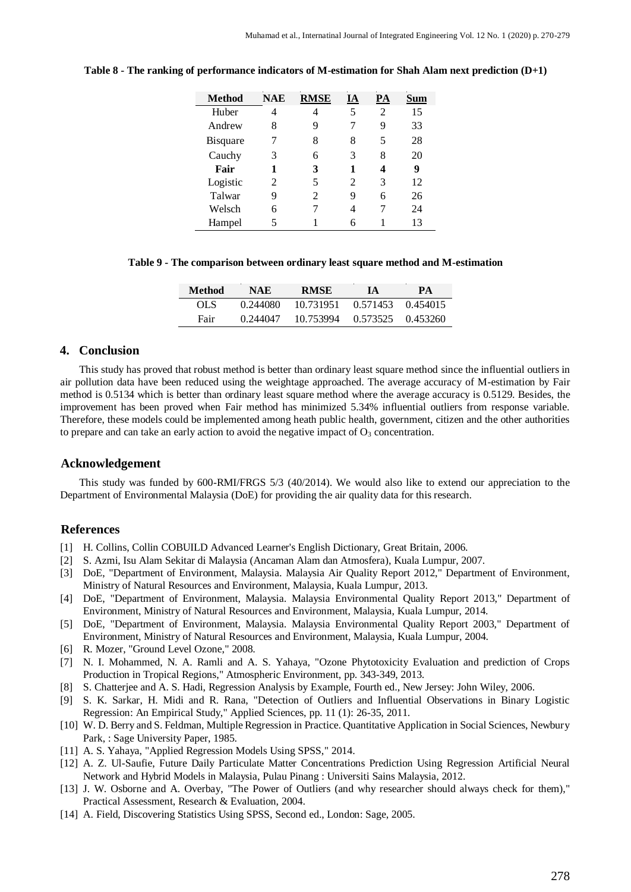**Table 8 - The ranking of performance indicators of M-estimation for Shah Alam next prediction (D+1)**

| Method | NAE | RMSE | IA | PA | Sum |
|---|---|---|---|---|---|
| Huber | 4 | 4 | 5 | 2 | 15 |
| Andrew | 8 | 9 | 7 | 9 | 33 |
| Bisquare | 7 | 8 | 8 | 5 | 28 |
| Cauchy | 3 | 6 | 3 | 8 | 20 |
| **Fair** | **1** | **3** | **1** | **4** | **9** |
| Logistic | 2 | 5 | 2 | 3 | 12 |
| Talwar | 9 | 2 | 9 | 6 | 26 |
| Welsch | 6 | 7 | 4 | 7 | 24 |
| Hampel | 5 | 1 | 6 | 1 | 13 |

**Table 9 - The comparison between ordinary least square method and M-estimation**

| Method | NAE | RMSE | IA | PA |
|---|---|---|---|---|
| OLS | 0.244080 | 10.731951 | 0.571453 | 0.454015 |
| Fair | 0.244047 | 10.753994 | 0.573525 | 0.453260 |

## 4. Conclusion

This study has proved that robust method is better than ordinary least square method since the influential outliers in air pollution data have been reduced using the weightage approached. The average accuracy of M-estimation by Fair method is 0.5134 which is better than ordinary least square method where the average accuracy is 0.5129. Besides, the improvement has been proved when Fair method has minimized 5.34% influential outliers from response variable. Therefore, these models could be implemented among heath public health, government, citizen and the other authorities to prepare and can take an early action to avoid the negative impact of $O_3$ concentration.

## Acknowledgement

This study was funded by 600-RMI/FRGS 5/3 (40/2014). We would also like to extend our appreciation to the Department of Environmental Malaysia (DoE) for providing the air quality data for this research.

## References

[1] H. Collins, Collin COBUILD Advanced Learner's English Dictionary, Great Britain, 2006.

[2] S. Azmi, Isu Alam Sekitar di Malaysia (Ancaman Alam dan Atmosfera), Kuala Lumpur, 2007.

[3] DoE, "Department of Environment, Malaysia. Malaysia Air Quality Report 2012," Department of Environment, Ministry of Natural Resources and Environment, Malaysia, Kuala Lumpur, 2013.

[4] DoE, "Department of Environment, Malaysia. Malaysia Environmental Quality Report 2013," Department of Environment, Ministry of Natural Resources and Environment, Malaysia, Kuala Lumpur, 2014.

[5] DoE, "Department of Environment, Malaysia. Malaysia Environmental Quality Report 2003," Department of Environment, Ministry of Natural Resources and Environment, Malaysia, Kuala Lumpur, 2004.

[6] R. Mozer, "Ground Level Ozone," 2008.

[7] N. I. Mohammed, N. A. Ramli and A. S. Yahaya, "Ozone Phytotoxicity Evaluation and prediction of Crops Production in Tropical Regions," Atmospheric Environment, pp. 343-349, 2013.

[8] S. Chatterjee and A. S. Hadi, Regression Analysis by Example, Fourth ed., New Jersey: John Wiley, 2006.

[9] S. K. Sarkar, H. Midi and R. Rana, "Detection of Outliers and Influential Observations in Binary Logistic Regression: An Empirical Study," Applied Sciences, pp. 11 (1): 26-35, 2011.

[10] W. D. Berry and S. Feldman, Multiple Regression in Practice. Quantitative Application in Social Sciences, Newbury Park, : Sage University Paper, 1985.

[11] A. S. Yahaya, "Applied Regression Models Using SPSS," 2014.

[12] A. Z. Ul-Saufie, Future Daily Particulate Matter Concentrations Prediction Using Regression Artificial Neural Network and Hybrid Models in Malaysia, Pulau Pinang : Universiti Sains Malaysia, 2012.

[13] J. W. Osborne and A. Overbay, "The Power of Outliers (and why researcher should always check for them)," Practical Assessment, Research & Evaluation, 2004.

[14] A. Field, Discovering Statistics Using SPSS, Second ed., London: Sage, 2005.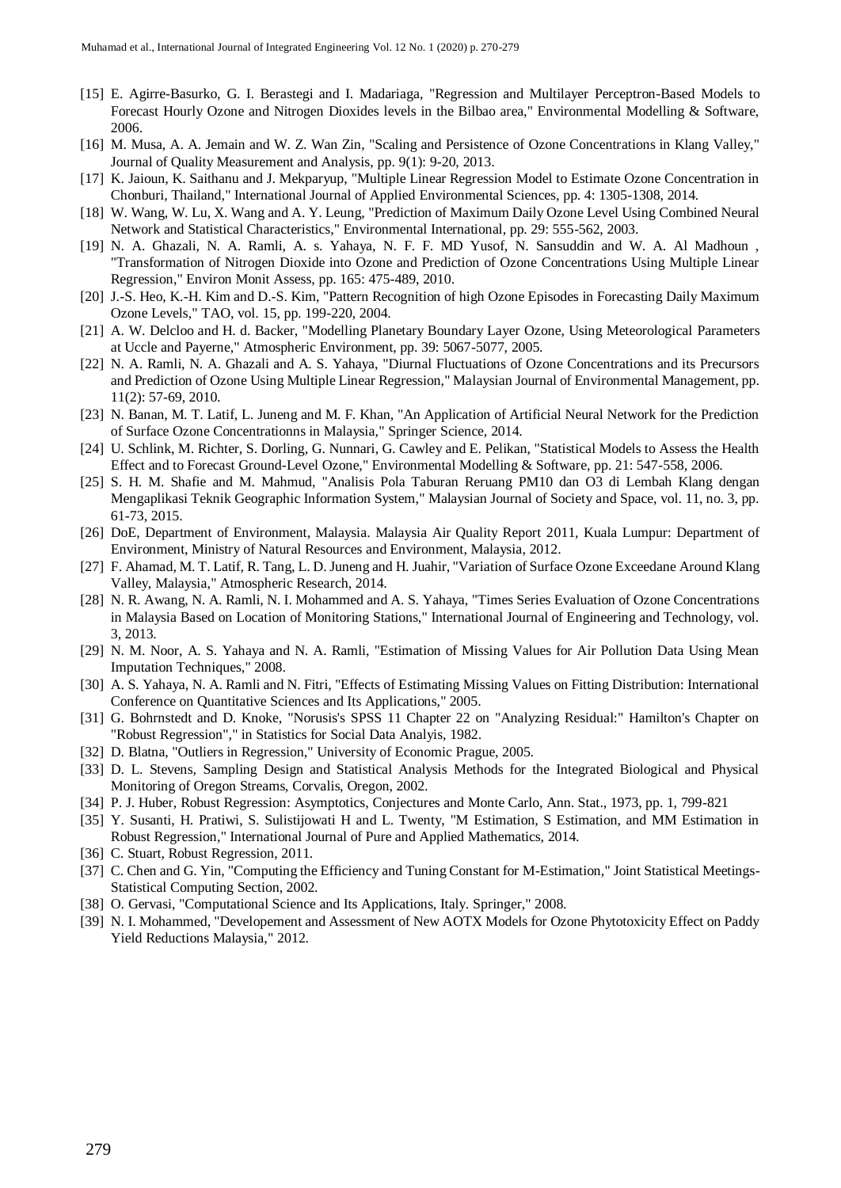[15] E. Agirre-Basurko, G. I. Berastegi and I. Madariaga, "Regression and Multilayer Perceptron-Based Models to Forecast Hourly Ozone and Nitrogen Dioxides levels in the Bilbao area," Environmental Modelling & Software, 2006.

[16] M. Musa, A. A. Jemain and W. Z. Wan Zin, "Scaling and Persistence of Ozone Concentrations in Klang Valley," Journal of Quality Measurement and Analysis, pp. 9(1): 9-20, 2013.

[17] K. Jaioun, K. Saithanu and J. Mekparyup, "Multiple Linear Regression Model to Estimate Ozone Concentration in Chonburi, Thailand," International Journal of Applied Environmental Sciences, pp. 4: 1305-1308, 2014.

[18] W. Wang, W. Lu, X. Wang and A. Y. Leung, "Prediction of Maximum Daily Ozone Level Using Combined Neural Network and Statistical Characteristics," Environmental International, pp. 29: 555-562, 2003.

[19] N. A. Ghazali, N. A. Ramli, A. s. Yahaya, N. F. F. MD Yusof, N. Sansuddin and W. A. Al Madhoun , "Transformation of Nitrogen Dioxide into Ozone and Prediction of Ozone Concentrations Using Multiple Linear Regression," Environ Monit Assess, pp. 165: 475-489, 2010.

[20] J.-S. Heo, K.-H. Kim and D.-S. Kim, "Pattern Recognition of high Ozone Episodes in Forecasting Daily Maximum Ozone Levels," TAO, vol. 15, pp. 199-220, 2004.

[21] A. W. Delcloo and H. d. Backer, "Modelling Planetary Boundary Layer Ozone, Using Meteorological Parameters at Uccle and Payerne," Atmospheric Environment, pp. 39: 5067-5077, 2005.

[22] N. A. Ramli, N. A. Ghazali and A. S. Yahaya, "Diurnal Fluctuations of Ozone Concentrations and its Precursors and Prediction of Ozone Using Multiple Linear Regression," Malaysian Journal of Environmental Management, pp. 11(2): 57-69, 2010.

[23] N. Banan, M. T. Latif, L. Juneng and M. F. Khan, "An Application of Artificial Neural Network for the Prediction of Surface Ozone Concentrationns in Malaysia," Springer Science, 2014.

[24] U. Schlink, M. Richter, S. Dorling, G. Nunnari, G. Cawley and E. Pelikan, "Statistical Models to Assess the Health Effect and to Forecast Ground-Level Ozone," Environmental Modelling & Software, pp. 21: 547-558, 2006.

[25] S. H. M. Shafie and M. Mahmud, "Analisis Pola Taburan Reruang PM10 dan O3 di Lembah Klang dengan Mengaplikasi Teknik Geographic Information System," Malaysian Journal of Society and Space, vol. 11, no. 3, pp. 61-73, 2015.

[26] DoE, Department of Environment, Malaysia. Malaysia Air Quality Report 2011, Kuala Lumpur: Department of Environment, Ministry of Natural Resources and Environment, Malaysia, 2012.

[27] F. Ahamad, M. T. Latif, R. Tang, L. D. Juneng and H. Juahir, "Variation of Surface Ozone Exceedane Around Klang Valley, Malaysia," Atmospheric Research, 2014.

[28] N. R. Awang, N. A. Ramli, N. I. Mohammed and A. S. Yahaya, "Times Series Evaluation of Ozone Concentrations in Malaysia Based on Location of Monitoring Stations," International Journal of Engineering and Technology, vol. 3, 2013.

[29] N. M. Noor, A. S. Yahaya and N. A. Ramli, "Estimation of Missing Values for Air Pollution Data Using Mean Imputation Techniques," 2008.

[30] A. S. Yahaya, N. A. Ramli and N. Fitri, "Effects of Estimating Missing Values on Fitting Distribution: International Conference on Quantitative Sciences and Its Applications," 2005.

[31] G. Bohrnstedt and D. Knoke, "Norusis's SPSS 11 Chapter 22 on "Analyzing Residual:" Hamilton's Chapter on "Robust Regression"," in Statistics for Social Data Analyis, 1982.

[32] D. Blatna, "Outliers in Regression," University of Economic Prague, 2005.

[33] D. L. Stevens, Sampling Design and Statistical Analysis Methods for the Integrated Biological and Physical Monitoring of Oregon Streams, Corvalis, Oregon, 2002.

[34] P. J. Huber, Robust Regression: Asymptotics, Conjectures and Monte Carlo, Ann. Stat., 1973, pp. 1, 799-821

[35] Y. Susanti, H. Pratiwi, S. Sulistijowati H and L. Twenty, "M Estimation, S Estimation, and MM Estimation in Robust Regression," International Journal of Pure and Applied Mathematics, 2014.

[36] C. Stuart, Robust Regression, 2011.

[37] C. Chen and G. Yin, "Computing the Efficiency and Tuning Constant for M-Estimation," Joint Statistical Meetings-Statistical Computing Section, 2002.

[38] O. Gervasi, "Computational Science and Its Applications, Italy. Springer," 2008.

[39] N. I. Mohammed, "Developement and Assessment of New AOTX Models for Ozone Phytotoxicity Effect on Paddy Yield Reductions Malaysia," 2012.